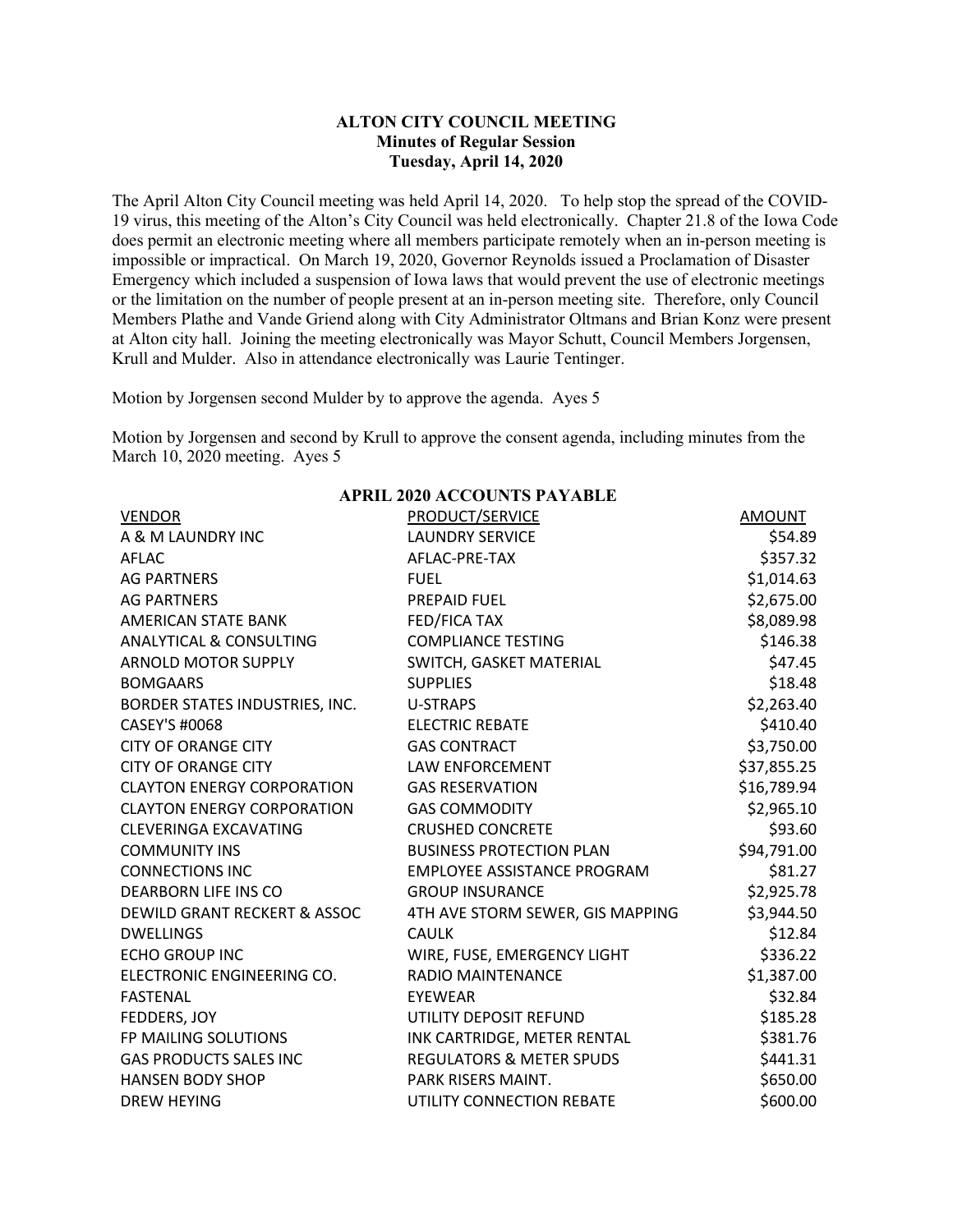**ALTON CITY COUNCIL MEETING**
**Minutes of Regular Session**
**Tuesday, April 14, 2020**

The April Alton City Council meeting was held April 14, 2020. To help stop the spread of the COVID-19 virus, this meeting of the Alton's City Council was held electronically. Chapter 21.8 of the Iowa Code does permit an electronic meeting where all members participate remotely when an in-person meeting is impossible or impractical. On March 19, 2020, Governor Reynolds issued a Proclamation of Disaster Emergency which included a suspension of Iowa laws that would prevent the use of electronic meetings or the limitation on the number of people present at an in-person meeting site. Therefore, only Council Members Plathe and Vande Griend along with City Administrator Oltmans and Brian Konz were present at Alton city hall. Joining the meeting electronically was Mayor Schutt, Council Members Jorgensen, Krull and Mulder. Also in attendance electronically was Laurie Tentinger.

Motion by Jorgensen second Mulder by to approve the agenda. Ayes 5

Motion by Jorgensen and second by Krull to approve the consent agenda, including minutes from the March 10, 2020 meeting. Ayes 5

**APRIL 2020 ACCOUNTS PAYABLE**

| VENDOR | PRODUCT/SERVICE | AMOUNT |
|---|---|---|
| A & M LAUNDRY INC | LAUNDRY SERVICE | $54.89 |
| AFLAC | AFLAC-PRE-TAX | $357.32 |
| AG PARTNERS | FUEL | $1,014.63 |
| AG PARTNERS | PREPAID FUEL | $2,675.00 |
| AMERICAN STATE BANK | FED/FICA TAX | $8,089.98 |
| ANALYTICAL & CONSULTING | COMPLIANCE TESTING | $146.38 |
| ARNOLD MOTOR SUPPLY | SWITCH, GASKET MATERIAL | $47.45 |
| BOMGAARS | SUPPLIES | $18.48 |
| BORDER STATES INDUSTRIES, INC. | U-STRAPS | $2,263.40 |
| CASEY'S #0068 | ELECTRIC REBATE | $410.40 |
| CITY OF ORANGE CITY | GAS CONTRACT | $3,750.00 |
| CITY OF ORANGE CITY | LAW ENFORCEMENT | $37,855.25 |
| CLAYTON ENERGY CORPORATION | GAS RESERVATION | $16,789.94 |
| CLAYTON ENERGY CORPORATION | GAS COMMODITY | $2,965.10 |
| CLEVERINGA EXCAVATING | CRUSHED CONCRETE | $93.60 |
| COMMUNITY INS | BUSINESS PROTECTION PLAN | $94,791.00 |
| CONNECTIONS INC | EMPLOYEE ASSISTANCE PROGRAM | $81.27 |
| DEARBORN LIFE INS CO | GROUP INSURANCE | $2,925.78 |
| DEWILD GRANT RECKERT & ASSOC | 4TH AVE STORM SEWER, GIS MAPPING | $3,944.50 |
| DWELLINGS | CAULK | $12.84 |
| ECHO GROUP INC | WIRE, FUSE, EMERGENCY LIGHT | $336.22 |
| ELECTRONIC ENGINEERING CO. | RADIO MAINTENANCE | $1,387.00 |
| FASTENAL | EYEWEAR | $32.84 |
| FEDDERS, JOY | UTILITY DEPOSIT REFUND | $185.28 |
| FP MAILING SOLUTIONS | INK CARTRIDGE, METER RENTAL | $381.76 |
| GAS PRODUCTS SALES INC | REGULATORS & METER SPUDS | $441.31 |
| HANSEN BODY SHOP | PARK RISERS MAINT. | $650.00 |
| DREW HEYING | UTILITY CONNECTION REBATE | $600.00 |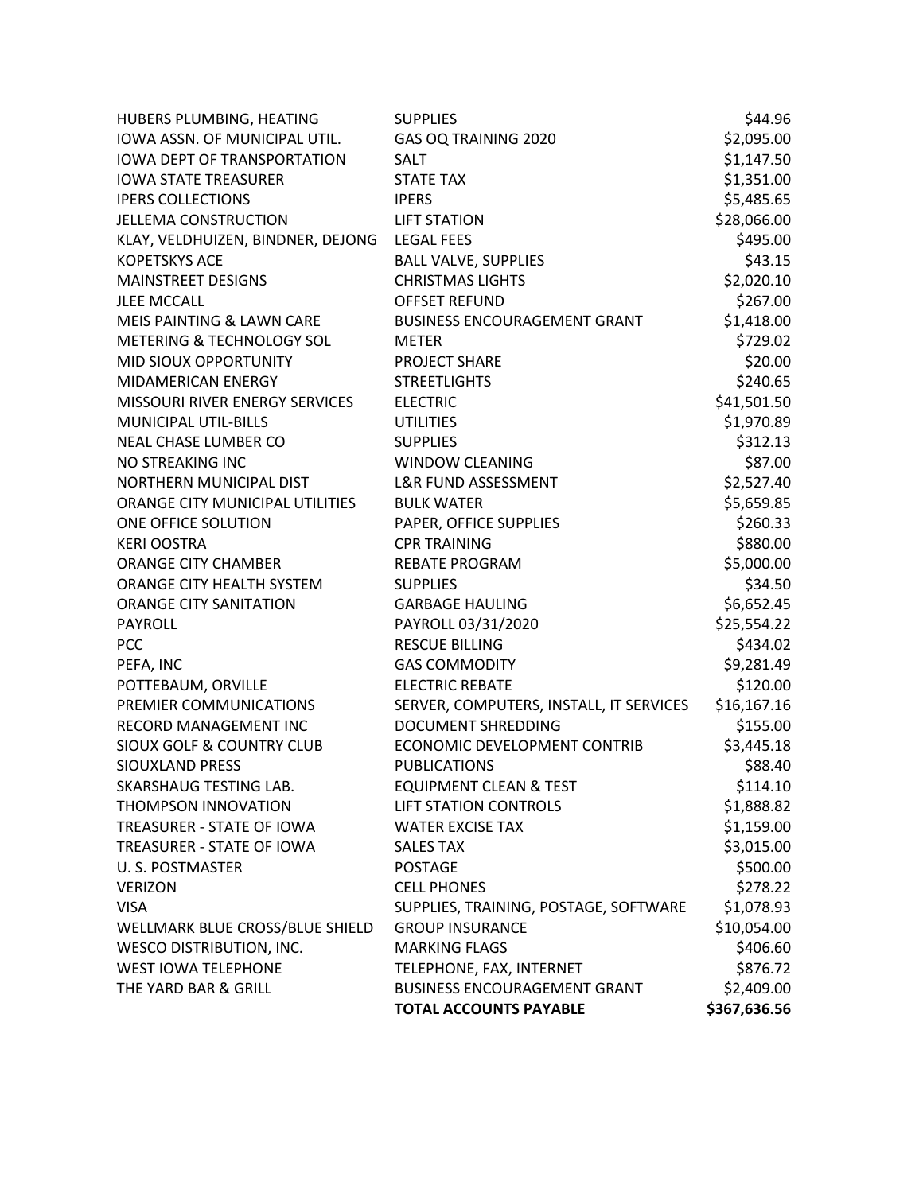| | | |
|---|---|---|
| HUBERS PLUMBING, HEATING | SUPPLIES | $44.96 |
| IOWA ASSN. OF MUNICIPAL UTIL. | GAS OQ TRAINING 2020 | $2,095.00 |
| IOWA DEPT OF TRANSPORTATION | SALT | $1,147.50 |
| IOWA STATE TREASURER | STATE TAX | $1,351.00 |
| IPERS COLLECTIONS | IPERS | $5,485.65 |
| JELLEMA CONSTRUCTION | LIFT STATION | $28,066.00 |
| KLAY, VELDHUIZEN, BINDNER, DEJONG | LEGAL FEES | $495.00 |
| KOPETSKYS ACE | BALL VALVE, SUPPLIES | $43.15 |
| MAINSTREET DESIGNS | CHRISTMAS LIGHTS | $2,020.10 |
| JLEE MCCALL | OFFSET REFUND | $267.00 |
| MEIS PAINTING & LAWN CARE | BUSINESS ENCOURAGEMENT GRANT | $1,418.00 |
| METERING & TECHNOLOGY SOL | METER | $729.02 |
| MID SIOUX OPPORTUNITY | PROJECT SHARE | $20.00 |
| MIDAMERICAN ENERGY | STREETLIGHTS | $240.65 |
| MISSOURI RIVER ENERGY SERVICES | ELECTRIC | $41,501.50 |
| MUNICIPAL UTIL-BILLS | UTILITIES | $1,970.89 |
| NEAL CHASE LUMBER CO | SUPPLIES | $312.13 |
| NO STREAKING INC | WINDOW CLEANING | $87.00 |
| NORTHERN MUNICIPAL DIST | L&R FUND ASSESSMENT | $2,527.40 |
| ORANGE CITY MUNICIPAL UTILITIES | BULK WATER | $5,659.85 |
| ONE OFFICE SOLUTION | PAPER, OFFICE SUPPLIES | $260.33 |
| KERI OOSTRA | CPR TRAINING | $880.00 |
| ORANGE CITY CHAMBER | REBATE PROGRAM | $5,000.00 |
| ORANGE CITY HEALTH SYSTEM | SUPPLIES | $34.50 |
| ORANGE CITY SANITATION | GARBAGE HAULING | $6,652.45 |
| PAYROLL | PAYROLL 03/31/2020 | $25,554.22 |
| PCC | RESCUE BILLING | $434.02 |
| PEFA, INC | GAS COMMODITY | $9,281.49 |
| POTTEBAUM, ORVILLE | ELECTRIC REBATE | $120.00 |
| PREMIER COMMUNICATIONS | SERVER, COMPUTERS, INSTALL, IT SERVICES | $16,167.16 |
| RECORD MANAGEMENT INC | DOCUMENT SHREDDING | $155.00 |
| SIOUX GOLF & COUNTRY CLUB | ECONOMIC DEVELOPMENT CONTRIB | $3,445.18 |
| SIOUXLAND PRESS | PUBLICATIONS | $88.40 |
| SKARSHAUG TESTING LAB. | EQUIPMENT CLEAN & TEST | $114.10 |
| THOMPSON INNOVATION | LIFT STATION CONTROLS | $1,888.82 |
| TREASURER - STATE OF IOWA | WATER EXCISE TAX | $1,159.00 |
| TREASURER - STATE OF IOWA | SALES TAX | $3,015.00 |
| U. S. POSTMASTER | POSTAGE | $500.00 |
| VERIZON | CELL PHONES | $278.22 |
| VISA | SUPPLIES, TRAINING, POSTAGE, SOFTWARE | $1,078.93 |
| WELLMARK BLUE CROSS/BLUE SHIELD | GROUP INSURANCE | $10,054.00 |
| WESCO DISTRIBUTION, INC. | MARKING FLAGS | $406.60 |
| WEST IOWA TELEPHONE | TELEPHONE, FAX, INTERNET | $876.72 |
| THE YARD BAR & GRILL | BUSINESS ENCOURAGEMENT GRANT | $2,409.00 |
| | **TOTAL ACCOUNTS PAYABLE** | **$367,636.56** |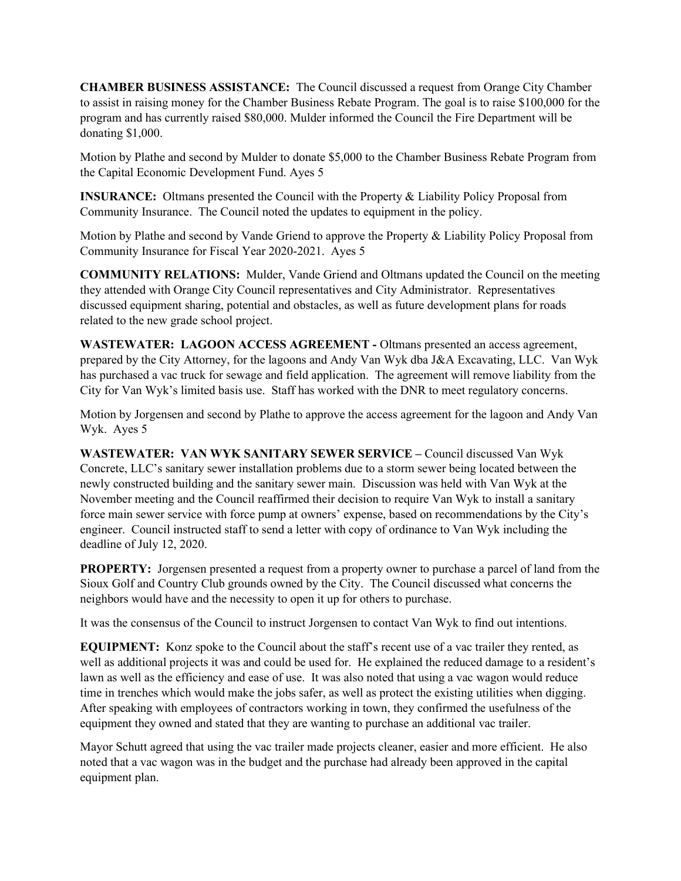**CHAMBER BUSINESS ASSISTANCE:** The Council discussed a request from Orange City Chamber to assist in raising money for the Chamber Business Rebate Program. The goal is to raise $100,000 for the program and has currently raised $80,000. Mulder informed the Council the Fire Department will be donating $1,000.

Motion by Plathe and second by Mulder to donate $5,000 to the Chamber Business Rebate Program from the Capital Economic Development Fund. Ayes 5

**INSURANCE:** Oltmans presented the Council with the Property & Liability Policy Proposal from Community Insurance. The Council noted the updates to equipment in the policy.

Motion by Plathe and second by Vande Griend to approve the Property & Liability Policy Proposal from Community Insurance for Fiscal Year 2020-2021. Ayes 5

**COMMUNITY RELATIONS:** Mulder, Vande Griend and Oltmans updated the Council on the meeting they attended with Orange City Council representatives and City Administrator. Representatives discussed equipment sharing, potential and obstacles, as well as future development plans for roads related to the new grade school project.

**WASTEWATER: LAGOON ACCESS AGREEMENT -** Oltmans presented an access agreement, prepared by the City Attorney, for the lagoons and Andy Van Wyk dba J&A Excavating, LLC. Van Wyk has purchased a vac truck for sewage and field application. The agreement will remove liability from the City for Van Wyk's limited basis use. Staff has worked with the DNR to meet regulatory concerns.

Motion by Jorgensen and second by Plathe to approve the access agreement for the lagoon and Andy Van Wyk. Ayes 5

**WASTEWATER: VAN WYK SANITARY SEWER SERVICE –** Council discussed Van Wyk Concrete, LLC's sanitary sewer installation problems due to a storm sewer being located between the newly constructed building and the sanitary sewer main. Discussion was held with Van Wyk at the November meeting and the Council reaffirmed their decision to require Van Wyk to install a sanitary force main sewer service with force pump at owners' expense, based on recommendations by the City's engineer. Council instructed staff to send a letter with copy of ordinance to Van Wyk including the deadline of July 12, 2020.

**PROPERTY:** Jorgensen presented a request from a property owner to purchase a parcel of land from the Sioux Golf and Country Club grounds owned by the City. The Council discussed what concerns the neighbors would have and the necessity to open it up for others to purchase.

It was the consensus of the Council to instruct Jorgensen to contact Van Wyk to find out intentions.

**EQUIPMENT:** Konz spoke to the Council about the staff's recent use of a vac trailer they rented, as well as additional projects it was and could be used for. He explained the reduced damage to a resident's lawn as well as the efficiency and ease of use. It was also noted that using a vac wagon would reduce time in trenches which would make the jobs safer, as well as protect the existing utilities when digging. After speaking with employees of contractors working in town, they confirmed the usefulness of the equipment they owned and stated that they are wanting to purchase an additional vac trailer.

Mayor Schutt agreed that using the vac trailer made projects cleaner, easier and more efficient. He also noted that a vac wagon was in the budget and the purchase had already been approved in the capital equipment plan.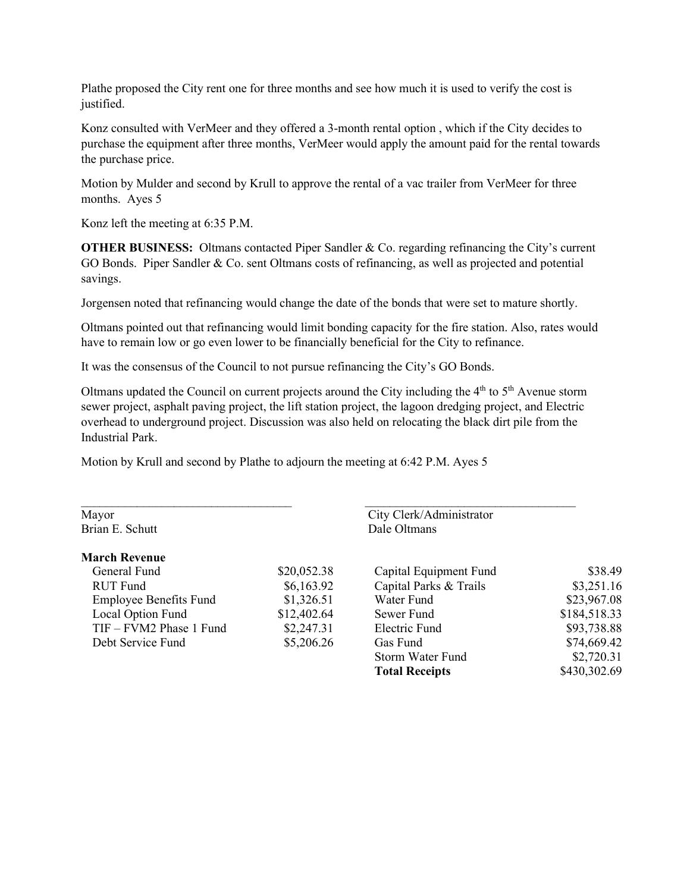Plathe proposed the City rent one for three months and see how much it is used to verify the cost is justified.

Konz consulted with VerMeer and they offered a 3-month rental option , which if the City decides to purchase the equipment after three months, VerMeer would apply the amount paid for the rental towards the purchase price.

Motion by Mulder and second by Krull to approve the rental of a vac trailer from VerMeer for three months. Ayes 5

Konz left the meeting at 6:35 P.M.

**OTHER BUSINESS:** Oltmans contacted Piper Sandler & Co. regarding refinancing the City's current GO Bonds. Piper Sandler & Co. sent Oltmans costs of refinancing, as well as projected and potential savings.

Jorgensen noted that refinancing would change the date of the bonds that were set to mature shortly.

Oltmans pointed out that refinancing would limit bonding capacity for the fire station. Also, rates would have to remain low or go even lower to be financially beneficial for the City to refinance.

It was the consensus of the Council to not pursue refinancing the City's GO Bonds.

Oltmans updated the Council on current projects around the City including the 4th to 5th Avenue storm sewer project, asphalt paving project, the lift station project, the lagoon dredging project, and Electric overhead to underground project. Discussion was also held on relocating the black dirt pile from the Industrial Park.

Motion by Krull and second by Plathe to adjourn the meeting at 6:42 P.M. Ayes 5

\_\_\_\_\_\_\_\_\_\_\_\_\_\_\_\_\_\_\_\_\_\_\_\_\_\_\_\_\_\_\_\_\_\_
Mayor
Brian E. Schutt

\_\_\_\_\_\_\_\_\_\_\_\_\_\_\_\_\_\_\_\_\_\_\_\_\_\_\_\_\_\_\_\_\_\_
City Clerk/Administrator
Dale Oltmans

**March Revenue**

| | | | |
|---|---|---|---|
| General Fund | $20,052.38 | Capital Equipment Fund | $38.49 |
| RUT Fund | $6,163.92 | Capital Parks & Trails | $3,251.16 |
| Employee Benefits Fund | $1,326.51 | Water Fund | $23,967.08 |
| Local Option Fund | $12,402.64 | Sewer Fund | $184,518.33 |
| TIF – FVM2 Phase 1 Fund | $2,247.31 | Electric Fund | $93,738.88 |
| Debt Service Fund | $5,206.26 | Gas Fund | $74,669.42 |
| | | Storm Water Fund | $2,720.31 |
| | | **Total Receipts** | $430,302.69 |